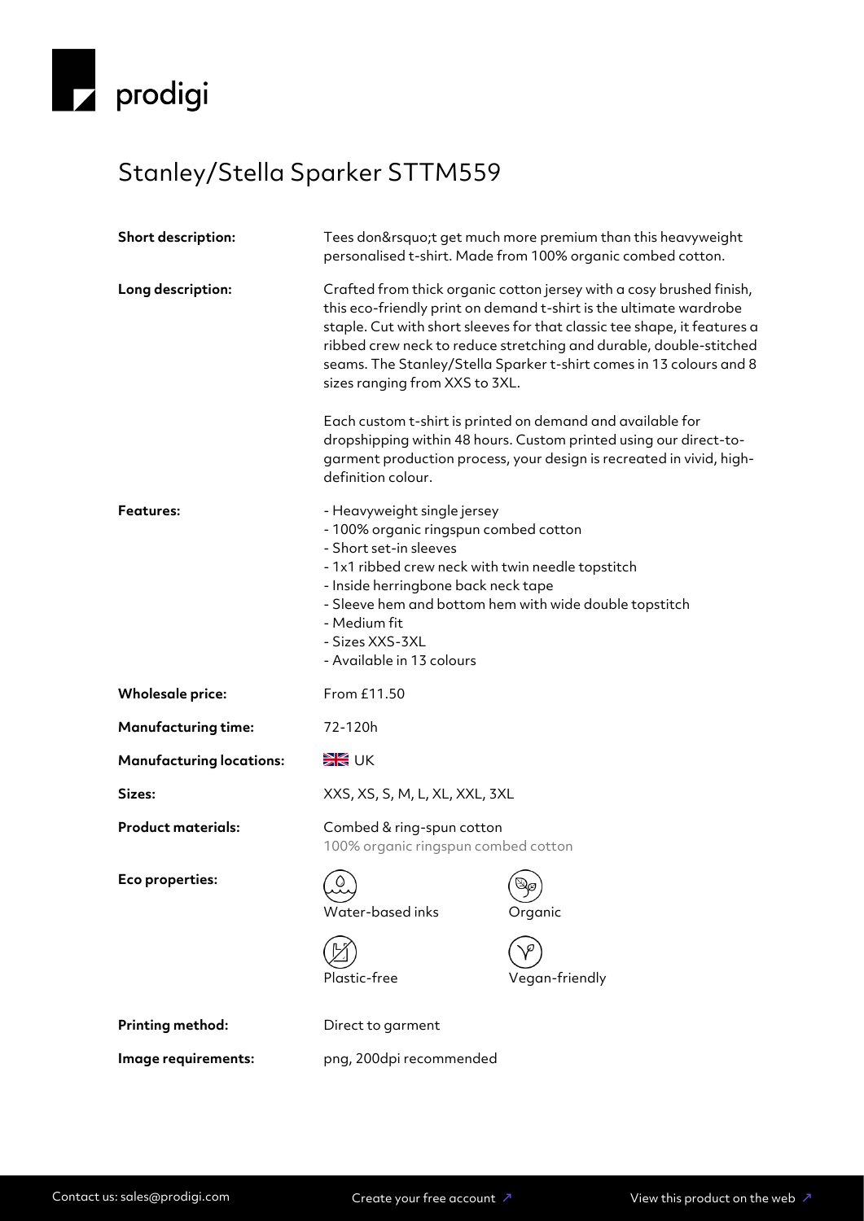prodigi

# Stanley/Stella Sparker STTM559

**Short description:** Tees don&rsquo;t get much more premium than this heavyweight personalised t-shirt. Made from 100% organic combed cotton.

**Long description:** Crafted from thick organic cotton jersey with a cosy brushed finish, this eco-friendly print on demand t-shirt is the ultimate wardrobe staple. Cut with short sleeves for that classic tee shape, it features a ribbed crew neck to reduce stretching and durable, double-stitched seams. The Stanley/Stella Sparker t-shirt comes in 13 colours and 8 sizes ranging from XXS to 3XL.

Each custom t-shirt is printed on demand and available for dropshipping within 48 hours. Custom printed using our direct-to-garment production process, your design is recreated in vivid, high-definition colour.

**Features:**

- Heavyweight single jersey
- 100% organic ringspun combed cotton
- Short set-in sleeves
- 1x1 ribbed crew neck with twin needle topstitch
- Inside herringbone back neck tape
- Sleeve hem and bottom hem with wide double topstitch
- Medium fit
- Sizes XXS-3XL
- Available in 13 colours

**Wholesale price:** From £11.50

**Manufacturing time:** 72-120h

**Manufacturing locations:** UK

**Sizes:** XXS, XS, S, M, L, XL, XXL, 3XL

**Product materials:** Combed & ring-spun cotton
100% organic ringspun combed cotton

**Eco properties:**

- Water-based inks
- Organic
- Plastic-free
- Vegan-friendly

**Printing method:** Direct to garment

**Image requirements:** png, 200dpi recommended

Contact us: sales@prodigi.com | Create your free account ↗ | View this product on the web ↗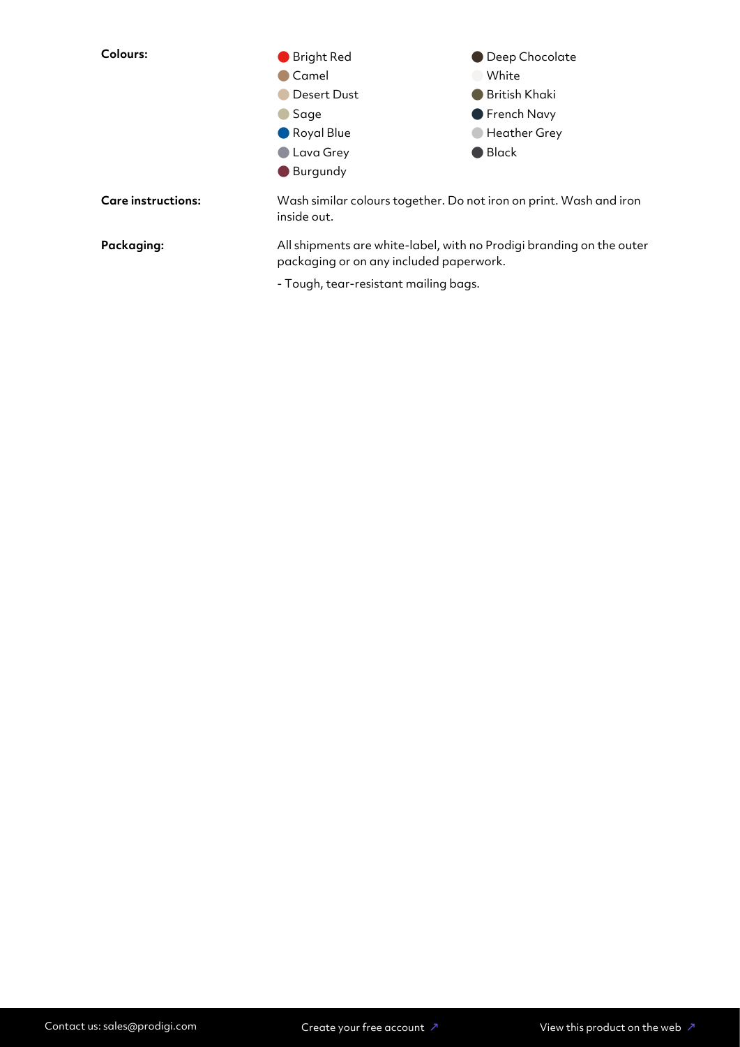**Colours:**

- Bright Red
- Camel
- Desert Dust
- Sage
- Royal Blue
- Lava Grey
- Burgundy
- Deep Chocolate
- White
- British Khaki
- French Navy
- Heather Grey
- Black

**Care instructions:**

Wash similar colours together. Do not iron on print. Wash and iron inside out.

**Packaging:**

All shipments are white-label, with no Prodigi branding on the outer packaging or on any included paperwork.

- Tough, tear-resistant mailing bags.

Contact us: sales@prodigi.com

Create your free account ↗

View this product on the web ↗